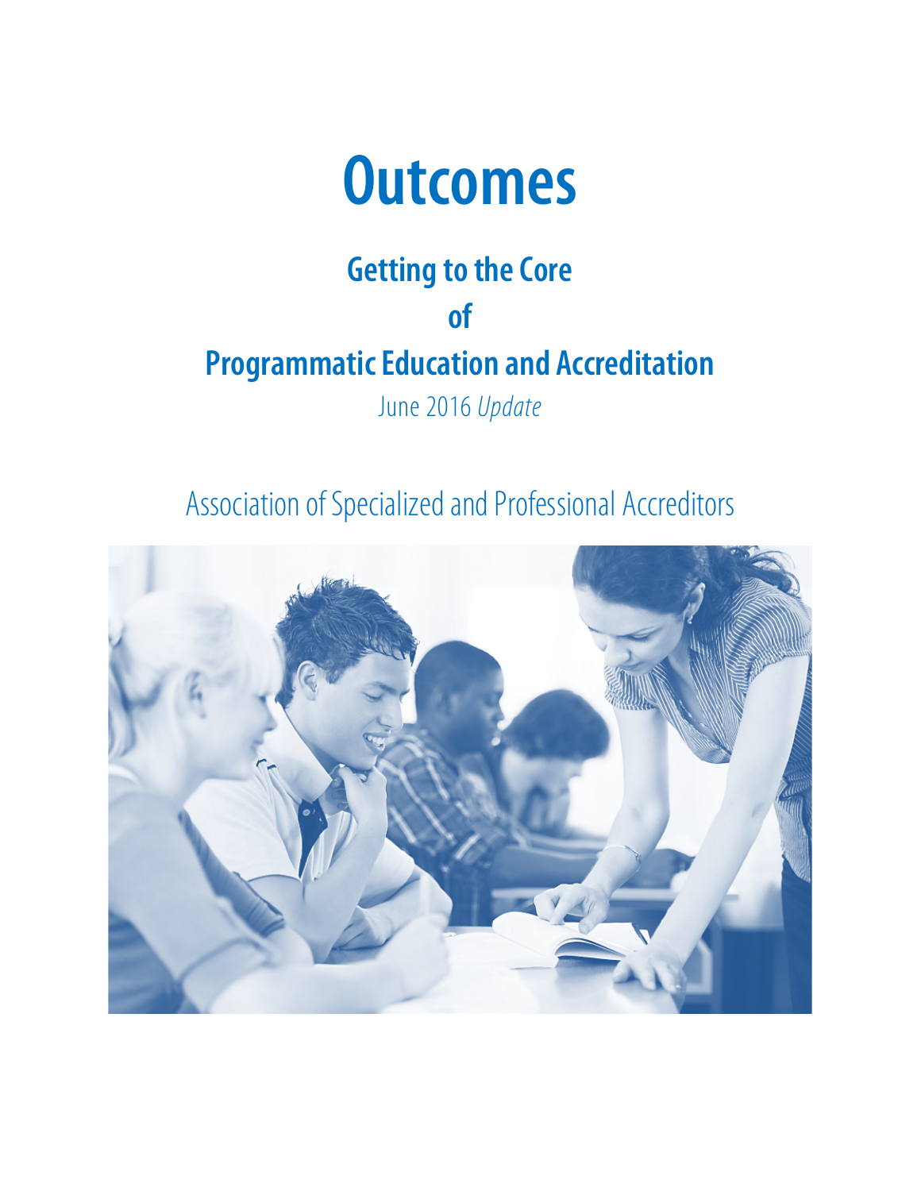# Outcomes

## Getting to the Core

## of

## Programmatic Education and Accreditation

June 2016 *Update*

Association of Specialized and Professional Accreditors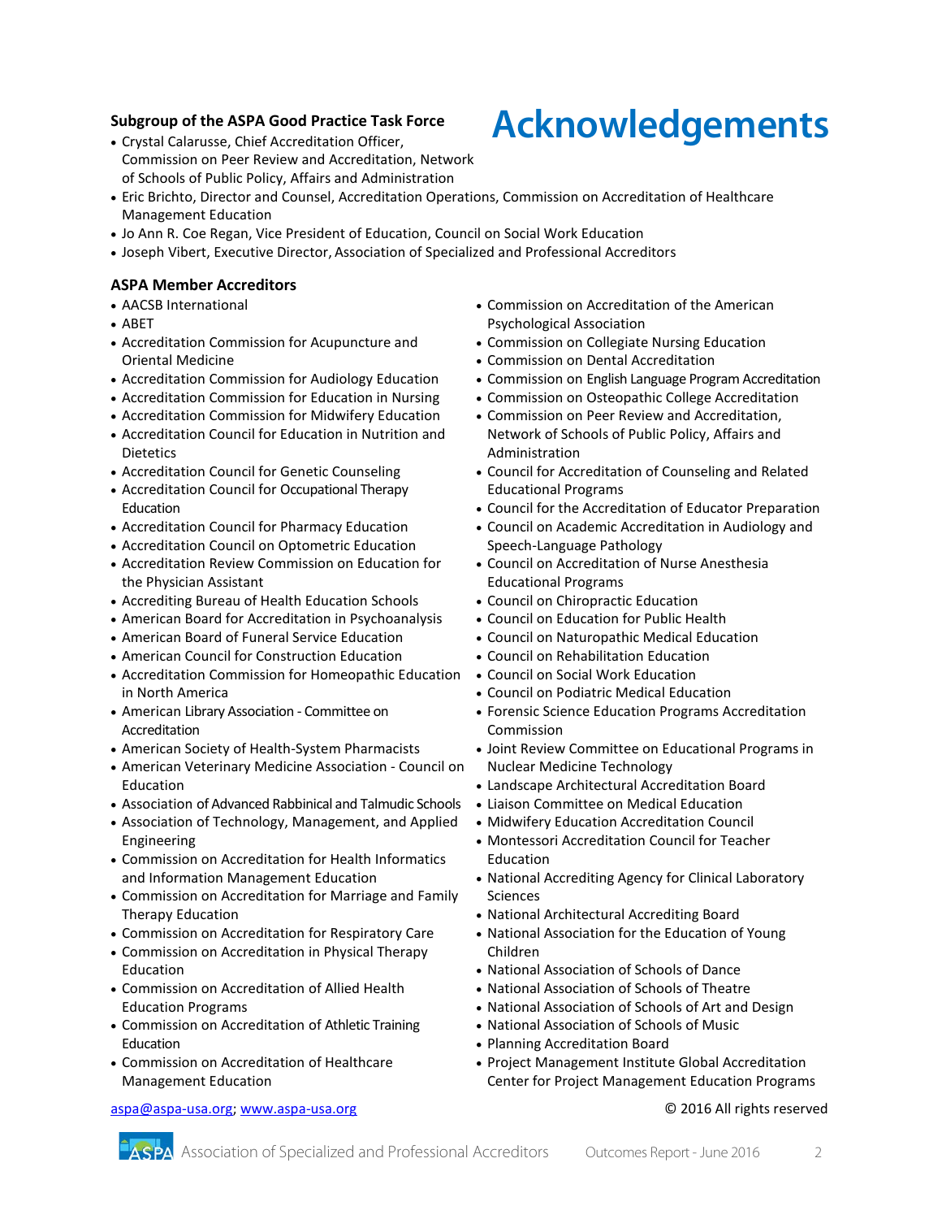# Acknowledgements

**Subgroup of the ASPA Good Practice Task Force**

- Crystal Calarusse, Chief Accreditation Officer, Commission on Peer Review and Accreditation, Network of Schools of Public Policy, Affairs and Administration
- Eric Brichto, Director and Counsel, Accreditation Operations, Commission on Accreditation of Healthcare Management Education
- Jo Ann R. Coe Regan, Vice President of Education, Council on Social Work Education
- Joseph Vibert, Executive Director, Association of Specialized and Professional Accreditors

**ASPA Member Accreditors**

- AACSB International
- ABET
- Accreditation Commission for Acupuncture and Oriental Medicine
- Accreditation Commission for Audiology Education
- Accreditation Commission for Education in Nursing
- Accreditation Commission for Midwifery Education
- Accreditation Council for Education in Nutrition and Dietetics
- Accreditation Council for Genetic Counseling
- Accreditation Council for Occupational Therapy Education
- Accreditation Council for Pharmacy Education
- Accreditation Council on Optometric Education
- Accreditation Review Commission on Education for the Physician Assistant
- Accrediting Bureau of Health Education Schools
- American Board for Accreditation in Psychoanalysis
- American Board of Funeral Service Education
- American Council for Construction Education
- Accreditation Commission for Homeopathic Education in North America
- American Library Association - Committee on Accreditation
- American Society of Health-System Pharmacists
- American Veterinary Medicine Association - Council on Education
- Association of Advanced Rabbinical and Talmudic Schools
- Association of Technology, Management, and Applied Engineering
- Commission on Accreditation for Health Informatics and Information Management Education
- Commission on Accreditation for Marriage and Family Therapy Education
- Commission on Accreditation for Respiratory Care
- Commission on Accreditation in Physical Therapy Education
- Commission on Accreditation of Allied Health Education Programs
- Commission on Accreditation of Athletic Training Education
- Commission on Accreditation of Healthcare Management Education
- Commission on Accreditation of the American Psychological Association
- Commission on Collegiate Nursing Education
- Commission on Dental Accreditation
- Commission on English Language Program Accreditation
- Commission on Osteopathic College Accreditation
- Commission on Peer Review and Accreditation, Network of Schools of Public Policy, Affairs and Administration
- Council for Accreditation of Counseling and Related Educational Programs
- Council for the Accreditation of Educator Preparation
- Council on Academic Accreditation in Audiology and Speech-Language Pathology
- Council on Accreditation of Nurse Anesthesia Educational Programs
- Council on Chiropractic Education
- Council on Education for Public Health
- Council on Naturopathic Medical Education
- Council on Rehabilitation Education
- Council on Social Work Education
- Council on Podiatric Medical Education
- Forensic Science Education Programs Accreditation Commission
- Joint Review Committee on Educational Programs in Nuclear Medicine Technology
- Landscape Architectural Accreditation Board
- Liaison Committee on Medical Education
- Midwifery Education Accreditation Council
- Montessori Accreditation Council for Teacher Education
- National Accrediting Agency for Clinical Laboratory Sciences
- National Architectural Accrediting Board
- National Association for the Education of Young Children
- National Association of Schools of Dance
- National Association of Schools of Theatre
- National Association of Schools of Art and Design
- National Association of Schools of Music
- Planning Accreditation Board
- Project Management Institute Global Accreditation Center for Project Management Education Programs

aspa@aspa-usa.org; www.aspa-usa.org

© 2016 All rights reserved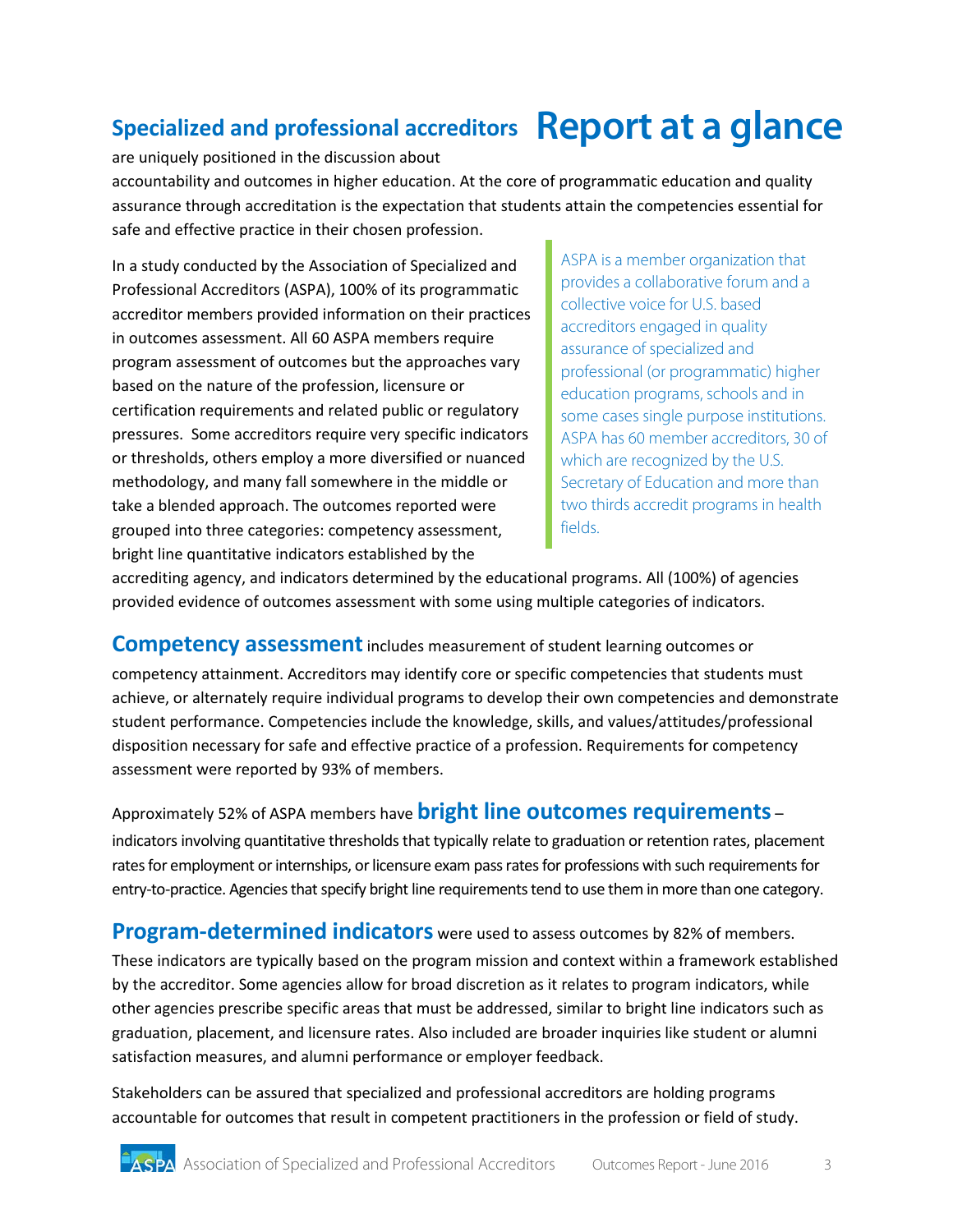# Report at a glance

**Specialized and professional accreditors** are uniquely positioned in the discussion about accountability and outcomes in higher education. At the core of programmatic education and quality assurance through accreditation is the expectation that students attain the competencies essential for safe and effective practice in their chosen profession.

In a study conducted by the Association of Specialized and Professional Accreditors (ASPA), 100% of its programmatic accreditor members provided information on their practices in outcomes assessment. All 60 ASPA members require program assessment of outcomes but the approaches vary based on the nature of the profession, licensure or certification requirements and related public or regulatory pressures. Some accreditors require very specific indicators or thresholds, others employ a more diversified or nuanced methodology, and many fall somewhere in the middle or take a blended approach. The outcomes reported were grouped into three categories: competency assessment, bright line quantitative indicators established by the accrediting agency, and indicators determined by the educational programs. All (100%) of agencies provided evidence of outcomes assessment with some using multiple categories of indicators.

> ASPA is a member organization that provides a collaborative forum and a collective voice for U.S. based accreditors engaged in quality assurance of specialized and professional (or programmatic) higher education programs, schools and in some cases single purpose institutions. ASPA has 60 member accreditors, 30 of which are recognized by the U.S. Secretary of Education and more than two thirds accredit programs in health fields.

**Competency assessment** includes measurement of student learning outcomes or competency attainment. Accreditors may identify core or specific competencies that students must achieve, or alternately require individual programs to develop their own competencies and demonstrate student performance. Competencies include the knowledge, skills, and values/attitudes/professional disposition necessary for safe and effective practice of a profession. Requirements for competency assessment were reported by 93% of members.

Approximately 52% of ASPA members have **bright line outcomes requirements** – indicators involving quantitative thresholds that typically relate to graduation or retention rates, placement rates for employment or internships, or licensure exam pass rates for professions with such requirements for entry-to-practice. Agencies that specify bright line requirements tend to use them in more than one category.

**Program-determined indicators** were used to assess outcomes by 82% of members. These indicators are typically based on the program mission and context within a framework established by the accreditor. Some agencies allow for broad discretion as it relates to program indicators, while other agencies prescribe specific areas that must be addressed, similar to bright line indicators such as graduation, placement, and licensure rates. Also included are broader inquiries like student or alumni satisfaction measures, and alumni performance or employer feedback.

Stakeholders can be assured that specialized and professional accreditors are holding programs accountable for outcomes that result in competent practitioners in the profession or field of study.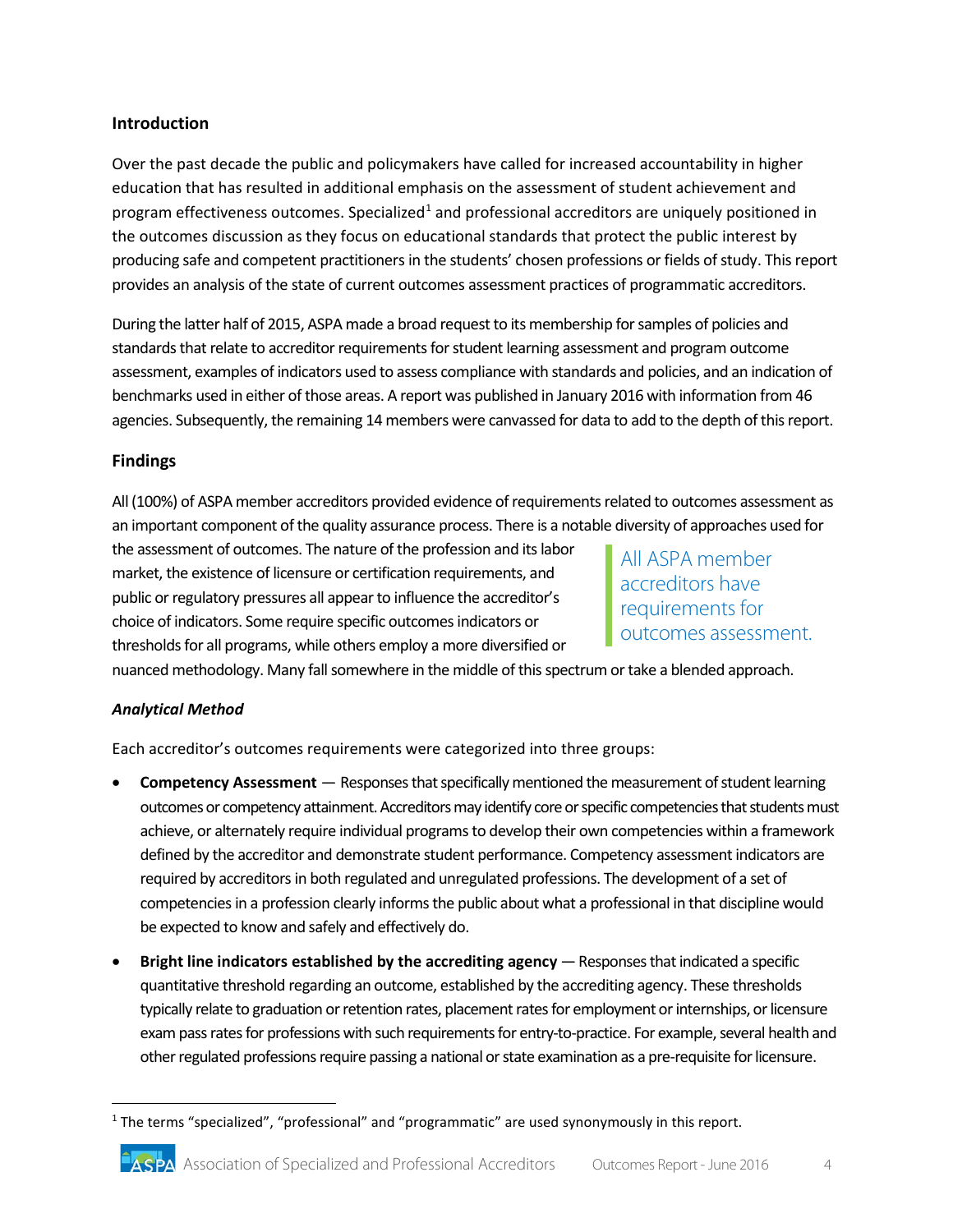## Introduction

Over the past decade the public and policymakers have called for increased accountability in higher education that has resulted in additional emphasis on the assessment of student achievement and program effectiveness outcomes. Specialized[1] and professional accreditors are uniquely positioned in the outcomes discussion as they focus on educational standards that protect the public interest by producing safe and competent practitioners in the students' chosen professions or fields of study. This report provides an analysis of the state of current outcomes assessment practices of programmatic accreditors.

During the latter half of 2015, ASPA made a broad request to its membership for samples of policies and standards that relate to accreditor requirements for student learning assessment and program outcome assessment, examples of indicators used to assess compliance with standards and policies, and an indication of benchmarks used in either of those areas. A report was published in January 2016 with information from 46 agencies. Subsequently, the remaining 14 members were canvassed for data to add to the depth of this report.

## Findings

All (100%) of ASPA member accreditors provided evidence of requirements related to outcomes assessment as an important component of the quality assurance process. There is a notable diversity of approaches used for the assessment of outcomes. The nature of the profession and its labor market, the existence of licensure or certification requirements, and public or regulatory pressures all appear to influence the accreditor's choice of indicators. Some require specific outcomes indicators or thresholds for all programs, while others employ a more diversified or nuanced methodology. Many fall somewhere in the middle of this spectrum or take a blended approach.

> All ASPA member accreditors have requirements for outcomes assessment.

### *Analytical Method*

Each accreditor's outcomes requirements were categorized into three groups:

- **Competency Assessment** — Responses that specifically mentioned the measurement of student learning outcomes or competency attainment. Accreditors may identify core or specific competencies that students must achieve, or alternately require individual programs to develop their own competencies within a framework defined by the accreditor and demonstrate student performance. Competency assessment indicators are required by accreditors in both regulated and unregulated professions. The development of a set of competencies in a profession clearly informs the public about what a professional in that discipline would be expected to know and safely and effectively do.
- **Bright line indicators established by the accrediting agency** — Responses that indicated a specific quantitative threshold regarding an outcome, established by the accrediting agency. These thresholds typically relate to graduation or retention rates, placement rates for employment or internships, or licensure exam pass rates for professions with such requirements for entry-to-practice. For example, several health and other regulated professions require passing a national or state examination as a pre-requisite for licensure.

[1] The terms "specialized", "professional" and "programmatic" are used synonymously in this report.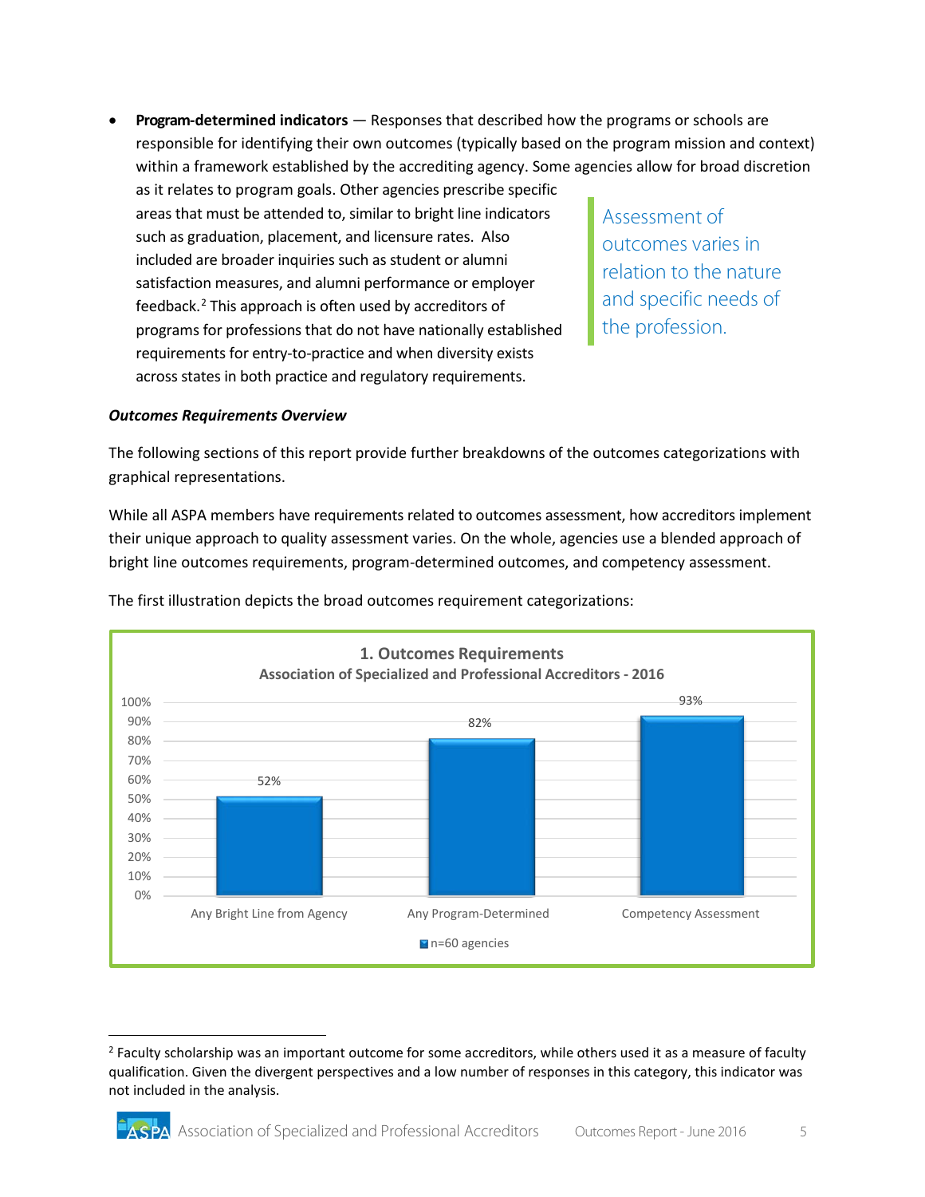- **Program-determined indicators** — Responses that described how the programs or schools are responsible for identifying their own outcomes (typically based on the program mission and context) within a framework established by the accrediting agency. Some agencies allow for broad discretion as it relates to program goals. Other agencies prescribe specific areas that must be attended to, similar to bright line indicators such as graduation, placement, and licensure rates. Also included are broader inquiries such as student or alumni satisfaction measures, and alumni performance or employer feedback.[2] This approach is often used by accreditors of programs for professions that do not have nationally established requirements for entry-to-practice and when diversity exists across states in both practice and regulatory requirements.

> Assessment of outcomes varies in relation to the nature and specific needs of the profession.

***Outcomes Requirements Overview***

The following sections of this report provide further breakdowns of the outcomes categorizations with graphical representations.

While all ASPA members have requirements related to outcomes assessment, how accreditors implement their unique approach to quality assessment varies. On the whole, agencies use a blended approach of bright line outcomes requirements, program-determined outcomes, and competency assessment.

The first illustration depicts the broad outcomes requirement categorizations:

**1. Outcomes Requirements**
**Association of Specialized and Professional Accreditors - 2016**

| Category | n=60 agencies |
|---|---|
| Any Bright Line from Agency | 52% |
| Any Program-Determined | 82% |
| Competency Assessment | 93% |

[2] Faculty scholarship was an important outcome for some accreditors, while others used it as a measure of faculty qualification. Given the divergent perspectives and a low number of responses in this category, this indicator was not included in the analysis.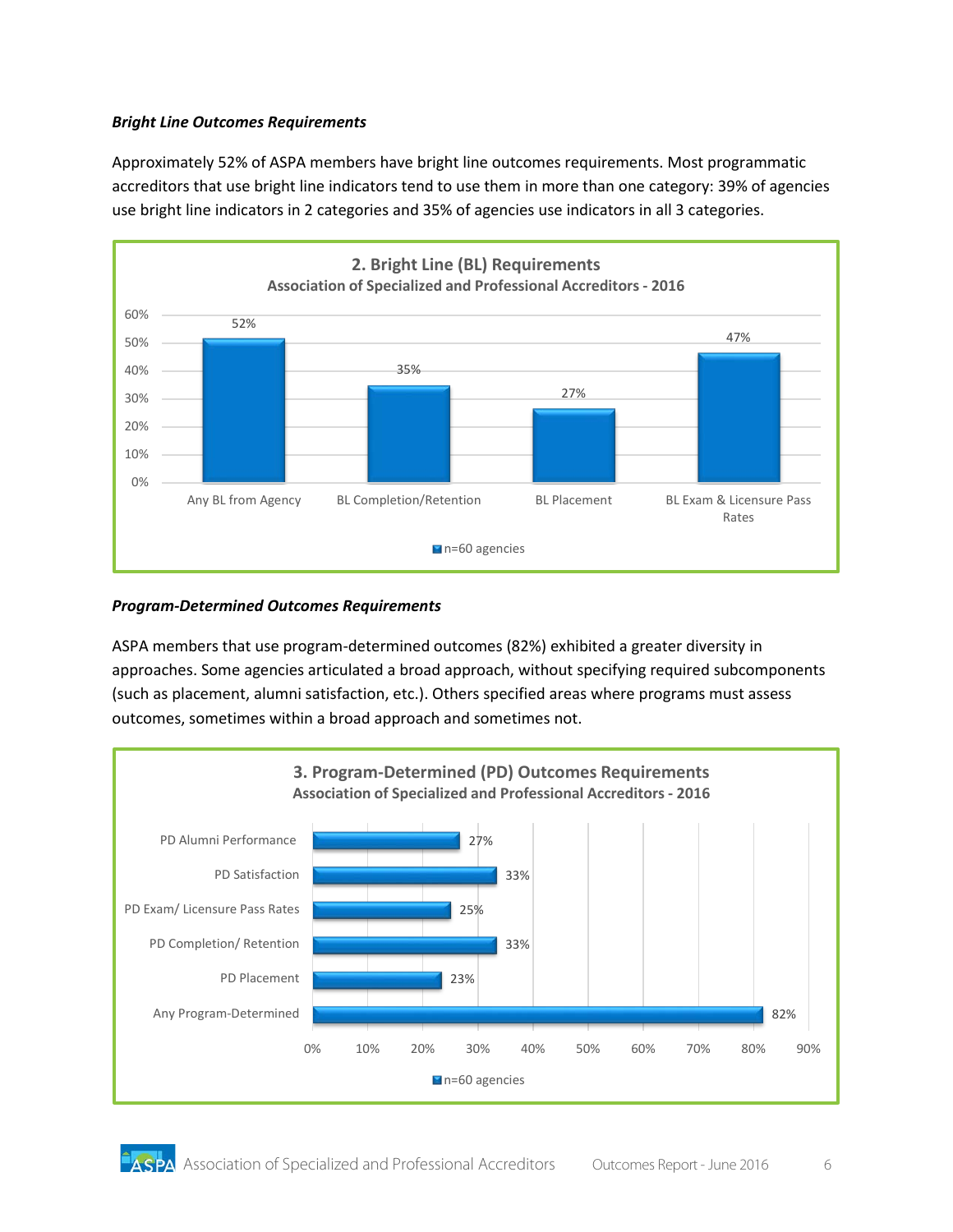***Bright Line Outcomes Requirements***

Approximately 52% of ASPA members have bright line outcomes requirements. Most programmatic accreditors that use bright line indicators tend to use them in more than one category: 39% of agencies use bright line indicators in 2 categories and 35% of agencies use indicators in all 3 categories.

**2. Bright Line (BL) Requirements**
**Association of Specialized and Professional Accreditors - 2016**

| Category | n=60 agencies |
|---|---|
| Any BL from Agency | 52% |
| BL Completion/Retention | 35% |
| BL Placement | 27% |
| BL Exam & Licensure Pass Rates | 47% |

***Program-Determined Outcomes Requirements***

ASPA members that use program-determined outcomes (82%) exhibited a greater diversity in approaches. Some agencies articulated a broad approach, without specifying required subcomponents (such as placement, alumni satisfaction, etc.). Others specified areas where programs must assess outcomes, sometimes within a broad approach and sometimes not.

**3. Program-Determined (PD) Outcomes Requirements**
**Association of Specialized and Professional Accreditors - 2016**

| Category | n=60 agencies |
|---|---|
| PD Alumni Performance | 27% |
| PD Satisfaction | 33% |
| PD Exam/ Licensure Pass Rates | 25% |
| PD Completion/ Retention | 33% |
| PD Placement | 23% |
| Any Program-Determined | 82% |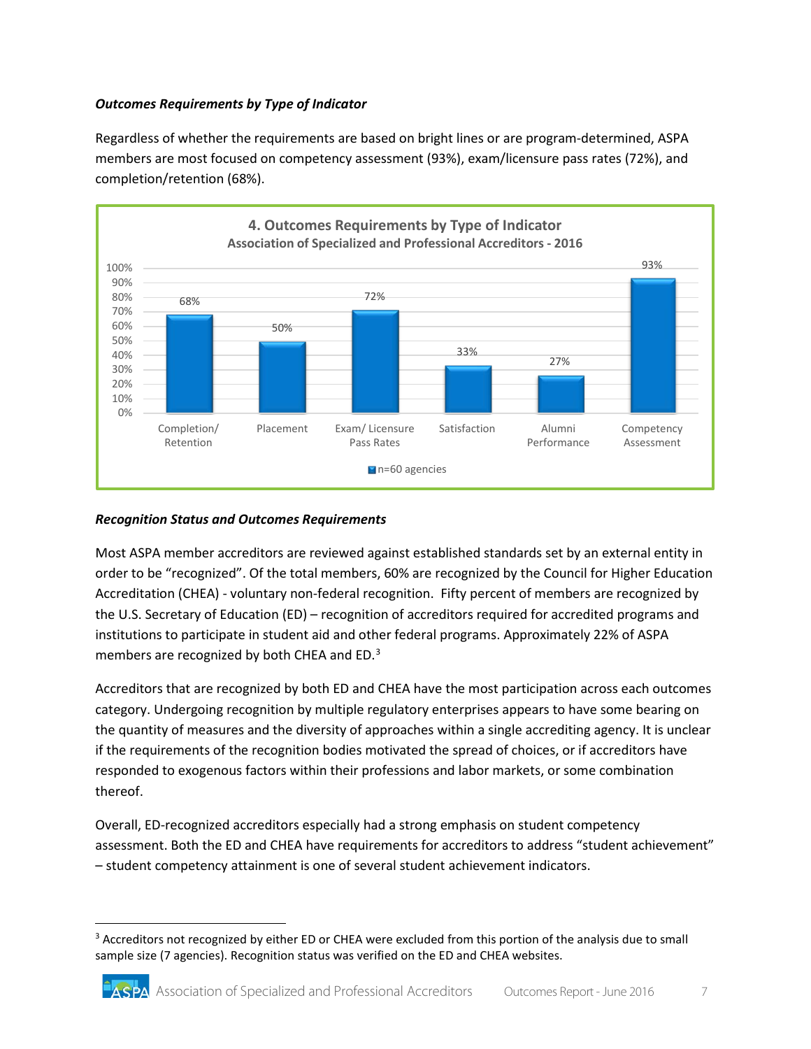***Outcomes Requirements by Type of Indicator***

Regardless of whether the requirements are based on bright lines or are program-determined, ASPA members are most focused on competency assessment (93%), exam/licensure pass rates (72%), and completion/retention (68%).

**4. Outcomes Requirements by Type of Indicator**
**Association of Specialized and Professional Accreditors - 2016**

| Indicator | n=60 agencies |
| --- | --- |
| Completion/ Retention | 68% |
| Placement | 50% |
| Exam/ Licensure Pass Rates | 72% |
| Satisfaction | 33% |
| Alumni Performance | 27% |
| Competency Assessment | 93% |

***Recognition Status and Outcomes Requirements***

Most ASPA member accreditors are reviewed against established standards set by an external entity in order to be "recognized". Of the total members, 60% are recognized by the Council for Higher Education Accreditation (CHEA) - voluntary non-federal recognition. Fifty percent of members are recognized by the U.S. Secretary of Education (ED) – recognition of accreditors required for accredited programs and institutions to participate in student aid and other federal programs. Approximately 22% of ASPA members are recognized by both CHEA and ED.[3]

Accreditors that are recognized by both ED and CHEA have the most participation across each outcomes category. Undergoing recognition by multiple regulatory enterprises appears to have some bearing on the quantity of measures and the diversity of approaches within a single accrediting agency. It is unclear if the requirements of the recognition bodies motivated the spread of choices, or if accreditors have responded to exogenous factors within their professions and labor markets, or some combination thereof.

Overall, ED-recognized accreditors especially had a strong emphasis on student competency assessment. Both the ED and CHEA have requirements for accreditors to address "student achievement" – student competency attainment is one of several student achievement indicators.

[3] Accreditors not recognized by either ED or CHEA were excluded from this portion of the analysis due to small sample size (7 agencies). Recognition status was verified on the ED and CHEA websites.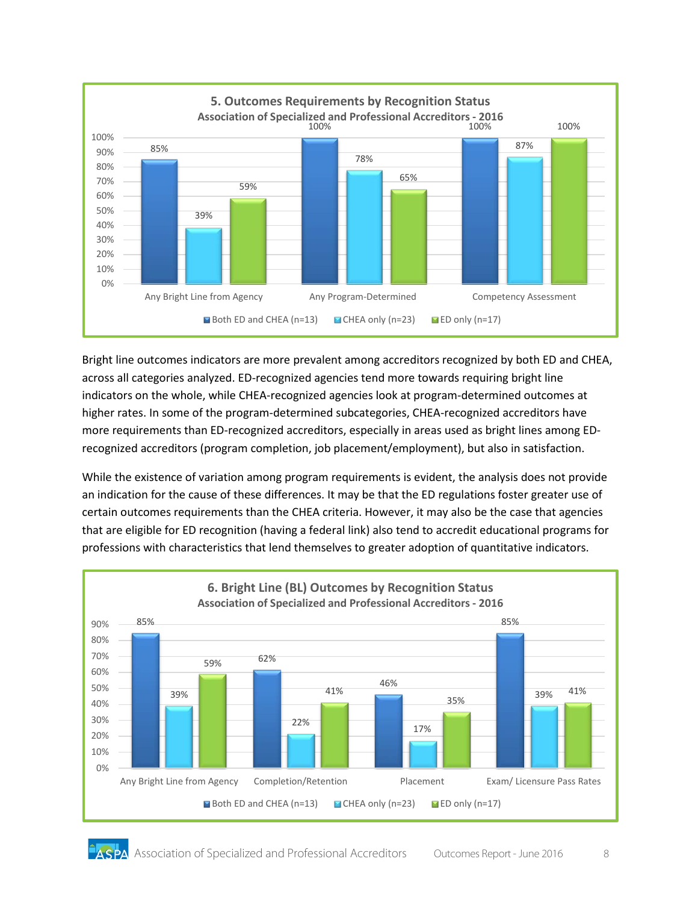**5. Outcomes Requirements by Recognition Status**
**Association of Specialized and Professional Accreditors - 2016**

| | Both ED and CHEA (n=13) | CHEA only (n=23) | ED only (n=17) |
|---|---|---|---|
| Any Bright Line from Agency | 85% | 39% | 59% |
| Any Program-Determined | 100% | 78% | 65% |
| Competency Assessment | 100% | 87% | 100% |

Bright line outcomes indicators are more prevalent among accreditors recognized by both ED and CHEA, across all categories analyzed. ED-recognized agencies tend more towards requiring bright line indicators on the whole, while CHEA-recognized agencies look at program-determined outcomes at higher rates. In some of the program-determined subcategories, CHEA-recognized accreditors have more requirements than ED-recognized accreditors, especially in areas used as bright lines among ED-recognized accreditors (program completion, job placement/employment), but also in satisfaction.

While the existence of variation among program requirements is evident, the analysis does not provide an indication for the cause of these differences. It may be that the ED regulations foster greater use of certain outcomes requirements than the CHEA criteria. However, it may also be the case that agencies that are eligible for ED recognition (having a federal link) also tend to accredit educational programs for professions with characteristics that lend themselves to greater adoption of quantitative indicators.

**6. Bright Line (BL) Outcomes by Recognition Status**
**Association of Specialized and Professional Accreditors - 2016**

| | Both ED and CHEA (n=13) | CHEA only (n=23) | ED only (n=17) |
|---|---|---|---|
| Any Bright Line from Agency | 85% | 39% | 59% |
| Completion/Retention | 62% | 22% | 41% |
| Placement | 46% | 17% | 35% |
| Exam/ Licensure Pass Rates | 85% | 39% | 41% |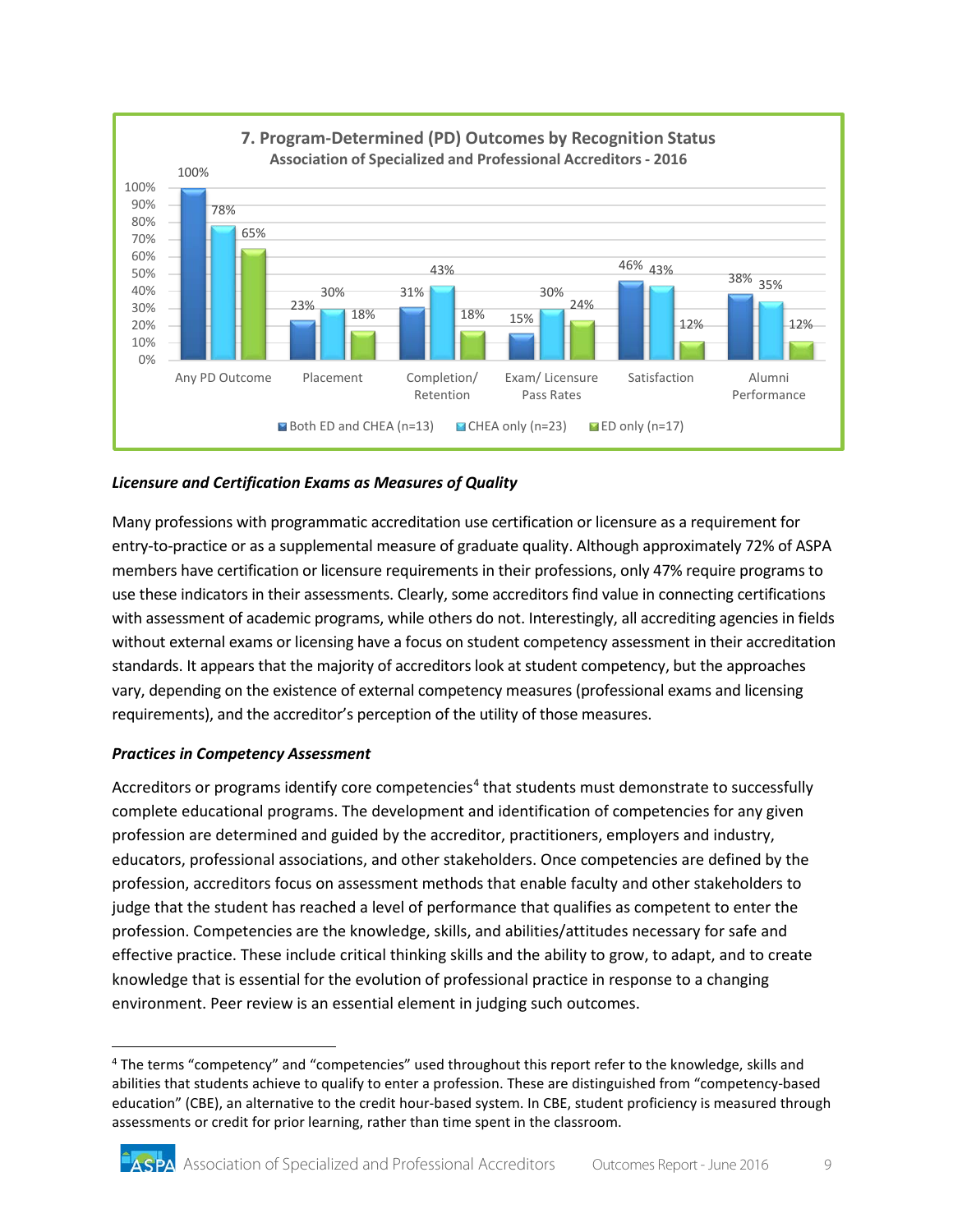**7. Program-Determined (PD) Outcomes by Recognition Status**
**Association of Specialized and Professional Accreditors - 2016**

| | Both ED and CHEA (n=13) | CHEA only (n=23) | ED only (n=17) |
|---|---|---|---|
| Any PD Outcome | 100% | 78% | 65% |
| Placement | 23% | 30% | 18% |
| Completion/ Retention | 31% | 43% | 18% |
| Exam/ Licensure Pass Rates | 15% | 30% | 24% |
| Satisfaction | 46% | 43% | 12% |
| Alumni Performance | 38% | 35% | 12% |

### *Licensure and Certification Exams as Measures of Quality*

Many professions with programmatic accreditation use certification or licensure as a requirement for entry-to-practice or as a supplemental measure of graduate quality. Although approximately 72% of ASPA members have certification or licensure requirements in their professions, only 47% require programs to use these indicators in their assessments. Clearly, some accreditors find value in connecting certifications with assessment of academic programs, while others do not. Interestingly, all accrediting agencies in fields without external exams or licensing have a focus on student competency assessment in their accreditation standards. It appears that the majority of accreditors look at student competency, but the approaches vary, depending on the existence of external competency measures (professional exams and licensing requirements), and the accreditor's perception of the utility of those measures.

### *Practices in Competency Assessment*

Accreditors or programs identify core competencies[4] that students must demonstrate to successfully complete educational programs. The development and identification of competencies for any given profession are determined and guided by the accreditor, practitioners, employers and industry, educators, professional associations, and other stakeholders. Once competencies are defined by the profession, accreditors focus on assessment methods that enable faculty and other stakeholders to judge that the student has reached a level of performance that qualifies as competent to enter the profession. Competencies are the knowledge, skills, and abilities/attitudes necessary for safe and effective practice. These include critical thinking skills and the ability to grow, to adapt, and to create knowledge that is essential for the evolution of professional practice in response to a changing environment. Peer review is an essential element in judging such outcomes.

---

[4] The terms "competency" and "competencies" used throughout this report refer to the knowledge, skills and abilities that students achieve to qualify to enter a profession. These are distinguished from "competency-based education" (CBE), an alternative to the credit hour-based system. In CBE, student proficiency is measured through assessments or credit for prior learning, rather than time spent in the classroom.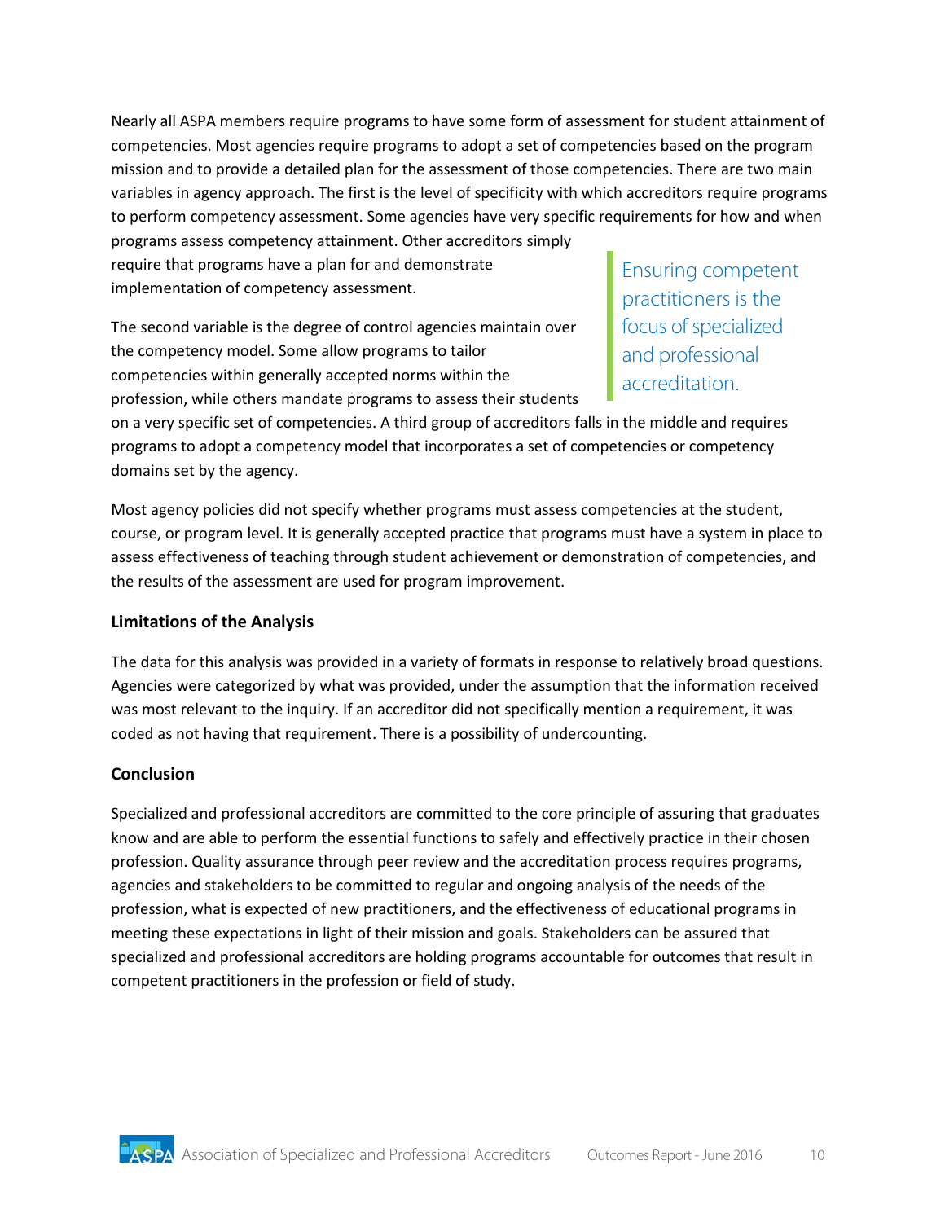Nearly all ASPA members require programs to have some form of assessment for student attainment of competencies. Most agencies require programs to adopt a set of competencies based on the program mission and to provide a detailed plan for the assessment of those competencies. There are two main variables in agency approach. The first is the level of specificity with which accreditors require programs to perform competency assessment. Some agencies have very specific requirements for how and when programs assess competency attainment. Other accreditors simply require that programs have a plan for and demonstrate implementation of competency assessment.

> Ensuring competent practitioners is the focus of specialized and professional accreditation.

The second variable is the degree of control agencies maintain over the competency model. Some allow programs to tailor competencies within generally accepted norms within the profession, while others mandate programs to assess their students on a very specific set of competencies. A third group of accreditors falls in the middle and requires programs to adopt a competency model that incorporates a set of competencies or competency domains set by the agency.

Most agency policies did not specify whether programs must assess competencies at the student, course, or program level. It is generally accepted practice that programs must have a system in place to assess effectiveness of teaching through student achievement or demonstration of competencies, and the results of the assessment are used for program improvement.

### Limitations of the Analysis

The data for this analysis was provided in a variety of formats in response to relatively broad questions. Agencies were categorized by what was provided, under the assumption that the information received was most relevant to the inquiry. If an accreditor did not specifically mention a requirement, it was coded as not having that requirement. There is a possibility of undercounting.

### Conclusion

Specialized and professional accreditors are committed to the core principle of assuring that graduates know and are able to perform the essential functions to safely and effectively practice in their chosen profession. Quality assurance through peer review and the accreditation process requires programs, agencies and stakeholders to be committed to regular and ongoing analysis of the needs of the profession, what is expected of new practitioners, and the effectiveness of educational programs in meeting these expectations in light of their mission and goals. Stakeholders can be assured that specialized and professional accreditors are holding programs accountable for outcomes that result in competent practitioners in the profession or field of study.